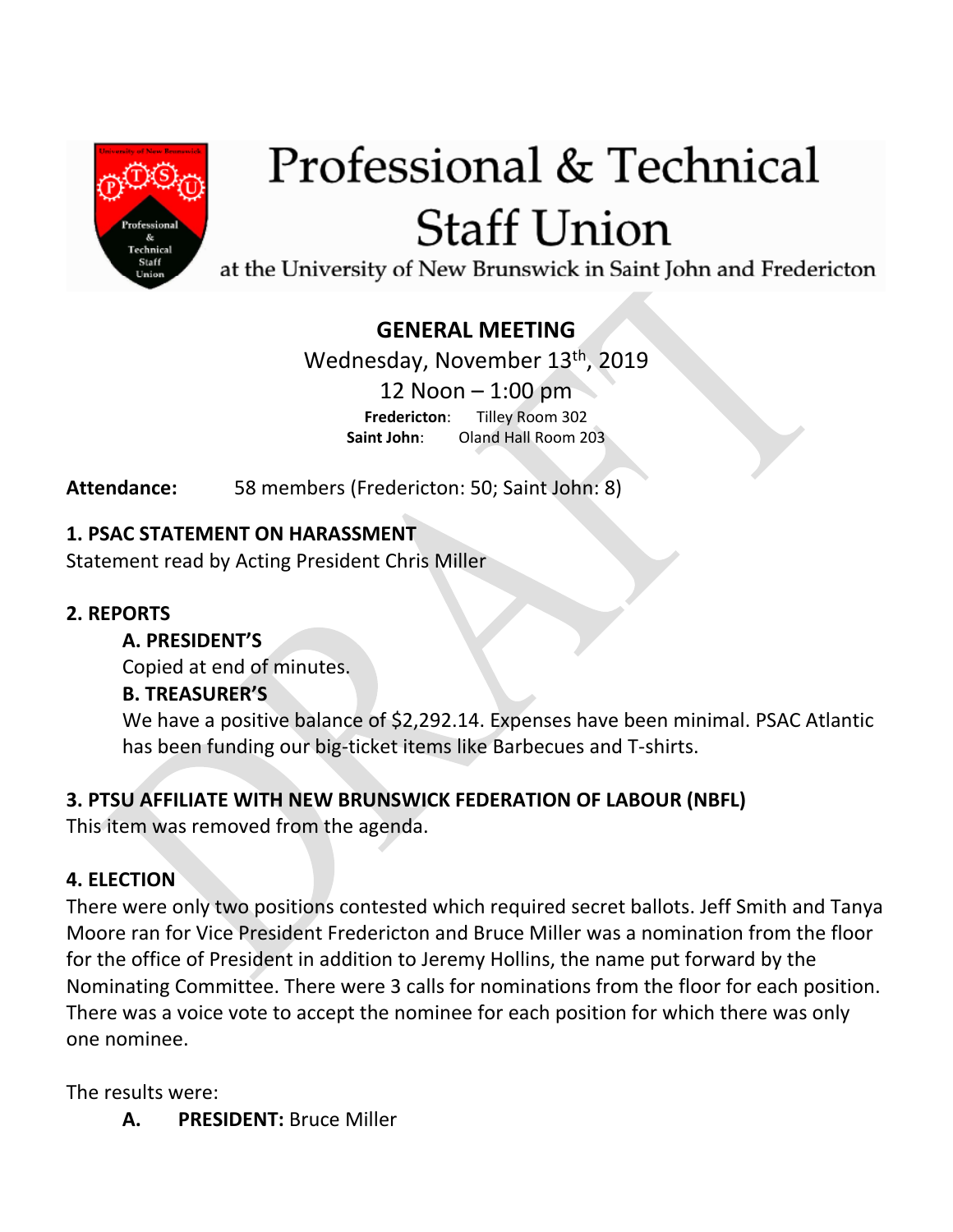# Professional & Technical Staff Union

at the University of New Brunswick in Saint John and Fredericton

## GENERAL MEETING

Wednesday, November 13th, 2019

12 Noon – 1:00 pm

**Fredericton**: Tilley Room 302
**Saint John**: Oland Hall Room 203

**Attendance:** 58 members (Fredericton: 50; Saint John: 8)

### 1. PSAC STATEMENT ON HARASSMENT

Statement read by Acting President Chris Miller

### 2. REPORTS

**A. PRESIDENT'S**

Copied at end of minutes.

**B. TREASURER'S**

We have a positive balance of $2,292.14. Expenses have been minimal. PSAC Atlantic has been funding our big-ticket items like Barbecues and T-shirts.

### 3. PTSU AFFILIATE WITH NEW BRUNSWICK FEDERATION OF LABOUR (NBFL)

This item was removed from the agenda.

### 4. ELECTION

There were only two positions contested which required secret ballots. Jeff Smith and Tanya Moore ran for Vice President Fredericton and Bruce Miller was a nomination from the floor for the office of President in addition to Jeremy Hollins, the name put forward by the Nominating Committee. There were 3 calls for nominations from the floor for each position. There was a voice vote to accept the nominee for each position for which there was only one nominee.

The results were:

**A. PRESIDENT:** Bruce Miller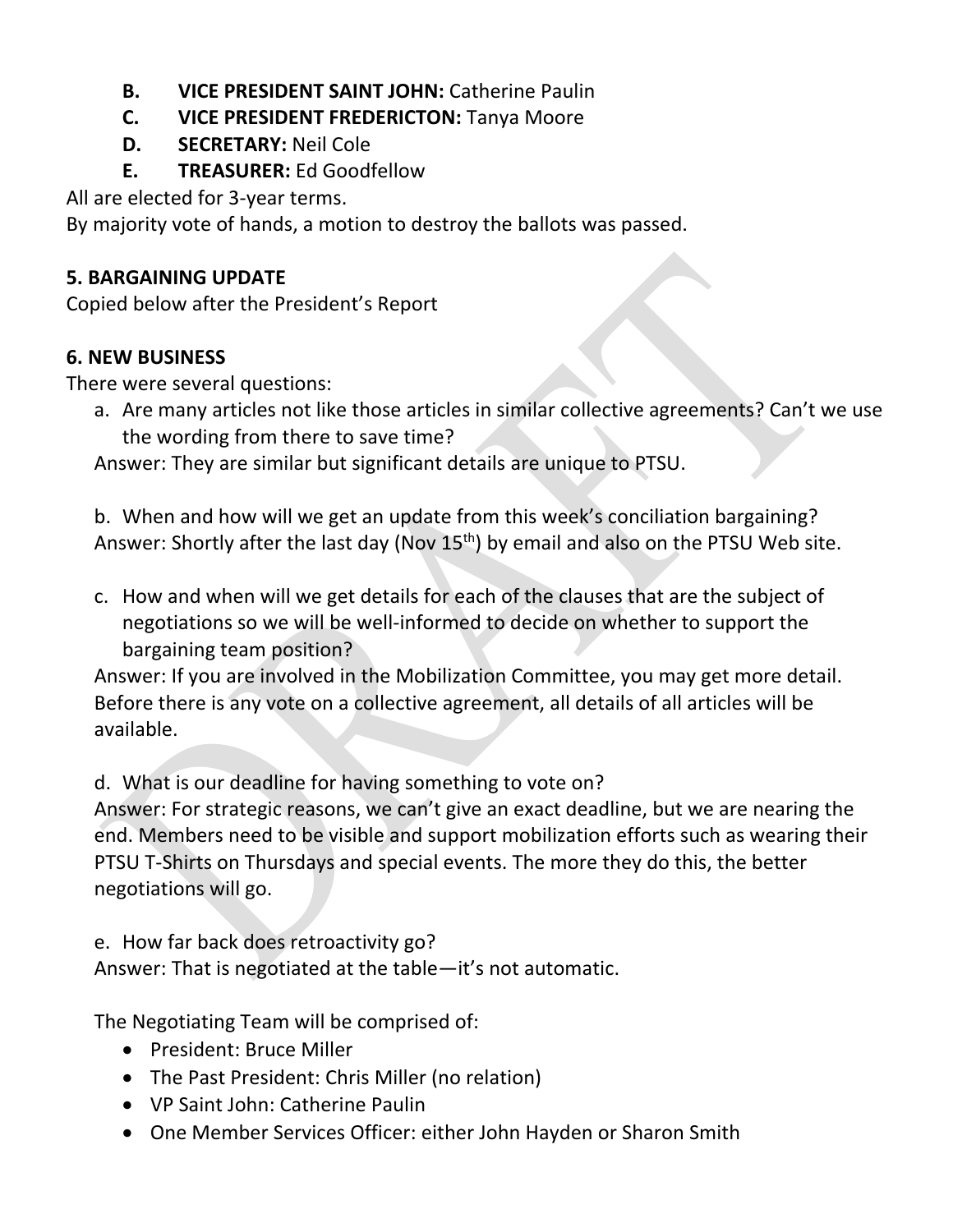B. **VICE PRESIDENT SAINT JOHN:** Catherine Paulin
C. **VICE PRESIDENT FREDERICTON:** Tanya Moore
D. **SECRETARY:** Neil Cole
E. **TREASURER:** Ed Goodfellow

All are elected for 3-year terms.
By majority vote of hands, a motion to destroy the ballots was passed.

**5. BARGAINING UPDATE**

Copied below after the President's Report

**6. NEW BUSINESS**

There were several questions:

a. Are many articles not like those articles in similar collective agreements? Can't we use the wording from there to save time?

Answer: They are similar but significant details are unique to PTSU.

b. When and how will we get an update from this week's conciliation bargaining?

Answer: Shortly after the last day (Nov 15th) by email and also on the PTSU Web site.

c. How and when will we get details for each of the clauses that are the subject of negotiations so we will be well-informed to decide on whether to support the bargaining team position?

Answer: If you are involved in the Mobilization Committee, you may get more detail. Before there is any vote on a collective agreement, all details of all articles will be available.

d. What is our deadline for having something to vote on?

Answer: For strategic reasons, we can't give an exact deadline, but we are nearing the end. Members need to be visible and support mobilization efforts such as wearing their PTSU T-Shirts on Thursdays and special events. The more they do this, the better negotiations will go.

e. How far back does retroactivity go?

Answer: That is negotiated at the table—it's not automatic.

The Negotiating Team will be comprised of:

- President: Bruce Miller
- The Past President: Chris Miller (no relation)
- VP Saint John: Catherine Paulin
- One Member Services Officer: either John Hayden or Sharon Smith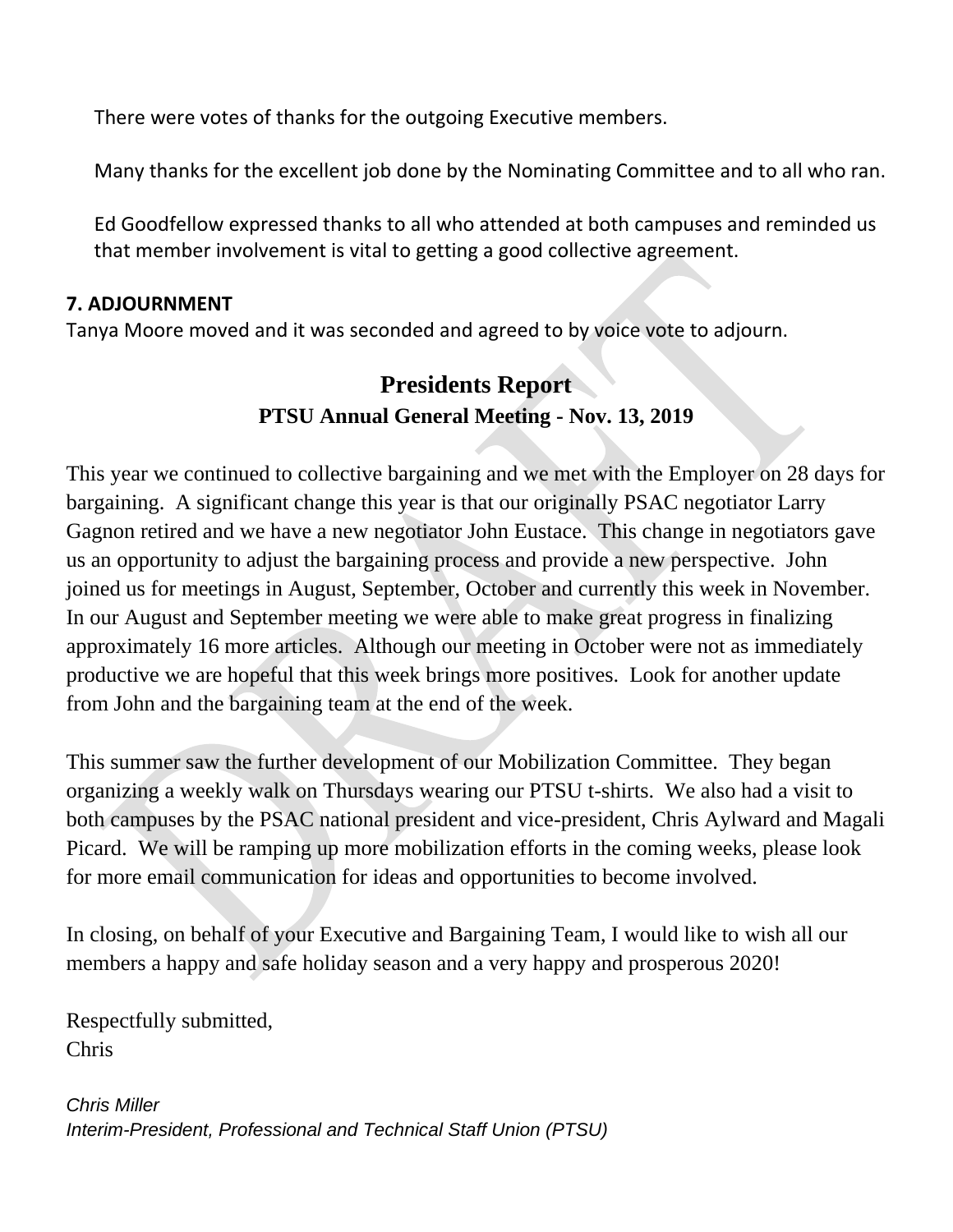There were votes of thanks for the outgoing Executive members.

Many thanks for the excellent job done by the Nominating Committee and to all who ran.

Ed Goodfellow expressed thanks to all who attended at both campuses and reminded us that member involvement is vital to getting a good collective agreement.

**7. ADJOURNMENT**

Tanya Moore moved and it was seconded and agreed to by voice vote to adjourn.

## Presidents Report

### PTSU Annual General Meeting - Nov. 13, 2019

This year we continued to collective bargaining and we met with the Employer on 28 days for bargaining. A significant change this year is that our originally PSAC negotiator Larry Gagnon retired and we have a new negotiator John Eustace. This change in negotiators gave us an opportunity to adjust the bargaining process and provide a new perspective. John joined us for meetings in August, September, October and currently this week in November. In our August and September meeting we were able to make great progress in finalizing approximately 16 more articles. Although our meeting in October were not as immediately productive we are hopeful that this week brings more positives. Look for another update from John and the bargaining team at the end of the week.

This summer saw the further development of our Mobilization Committee. They began organizing a weekly walk on Thursdays wearing our PTSU t-shirts. We also had a visit to both campuses by the PSAC national president and vice-president, Chris Aylward and Magali Picard. We will be ramping up more mobilization efforts in the coming weeks, please look for more email communication for ideas and opportunities to become involved.

In closing, on behalf of your Executive and Bargaining Team, I would like to wish all our members a happy and safe holiday season and a very happy and prosperous 2020!

Respectfully submitted,
Chris

*Chris Miller*
*Interim-President, Professional and Technical Staff Union (PTSU)*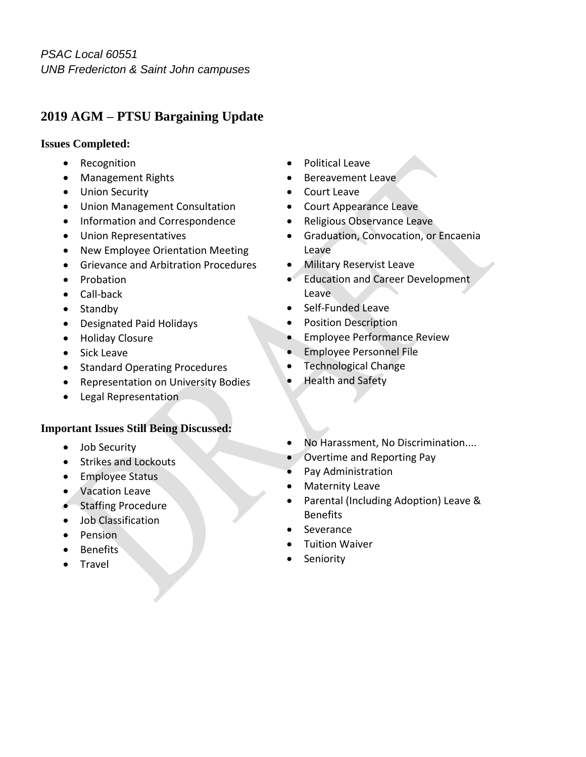*PSAC Local 60551*
*UNB Fredericton & Saint John campuses*

## 2019 AGM – PTSU Bargaining Update

### Issues Completed:

- Recognition
- Management Rights
- Union Security
- Union Management Consultation
- Information and Correspondence
- Union Representatives
- New Employee Orientation Meeting
- Grievance and Arbitration Procedures
- Probation
- Call-back
- Standby
- Designated Paid Holidays
- Holiday Closure
- Sick Leave
- Standard Operating Procedures
- Representation on University Bodies
- Legal Representation
- Political Leave
- Bereavement Leave
- Court Leave
- Court Appearance Leave
- Religious Observance Leave
- Graduation, Convocation, or Encaenia Leave
- Military Reservist Leave
- Education and Career Development Leave
- Self-Funded Leave
- Position Description
- Employee Performance Review
- Employee Personnel File
- Technological Change
- Health and Safety

### Important Issues Still Being Discussed:

- Job Security
- Strikes and Lockouts
- Employee Status
- Vacation Leave
- Staffing Procedure
- Job Classification
- Pension
- Benefits
- Travel
- No Harassment, No Discrimination....
- Overtime and Reporting Pay
- Pay Administration
- Maternity Leave
- Parental (Including Adoption) Leave & Benefits
- Severance
- Tuition Waiver
- Seniority